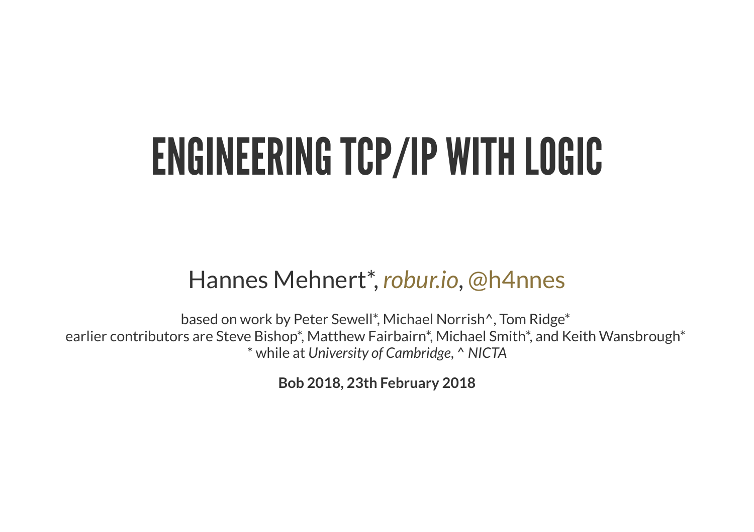# ENGINEERING TCP/IP WITH LOGIC

Hannes Mehnert*, *robur.io*, @h4nnes

based on work by Peter Sewell*, Michael Norrish^, Tom Ridge*
earlier contributors are Steve Bishop*, Matthew Fairbairn*, Michael Smith*, and Keith Wansbrough*
* while at *University of Cambridge*, ^ *NICTA*

**Bob 2018, 23th February 2018**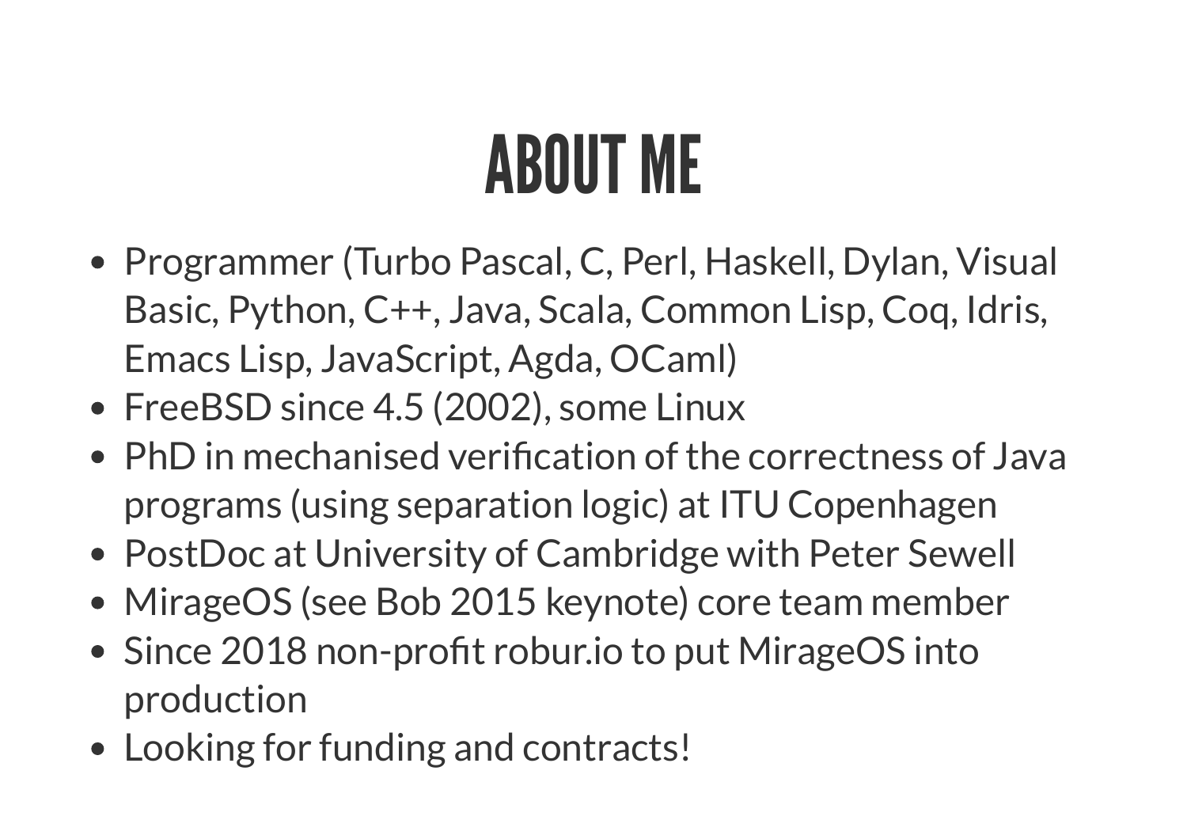# ABOUT ME

- Programmer (Turbo Pascal, C, Perl, Haskell, Dylan, Visual Basic, Python, C++, Java, Scala, Common Lisp, Coq, Idris, Emacs Lisp, JavaScript, Agda, OCaml)
- FreeBSD since 4.5 (2002), some Linux
- PhD in mechanised verification of the correctness of Java programs (using separation logic) at ITU Copenhagen
- PostDoc at University of Cambridge with Peter Sewell
- MirageOS (see Bob 2015 keynote) core team member
- Since 2018 non-profit robur.io to put MirageOS into production
- Looking for funding and contracts!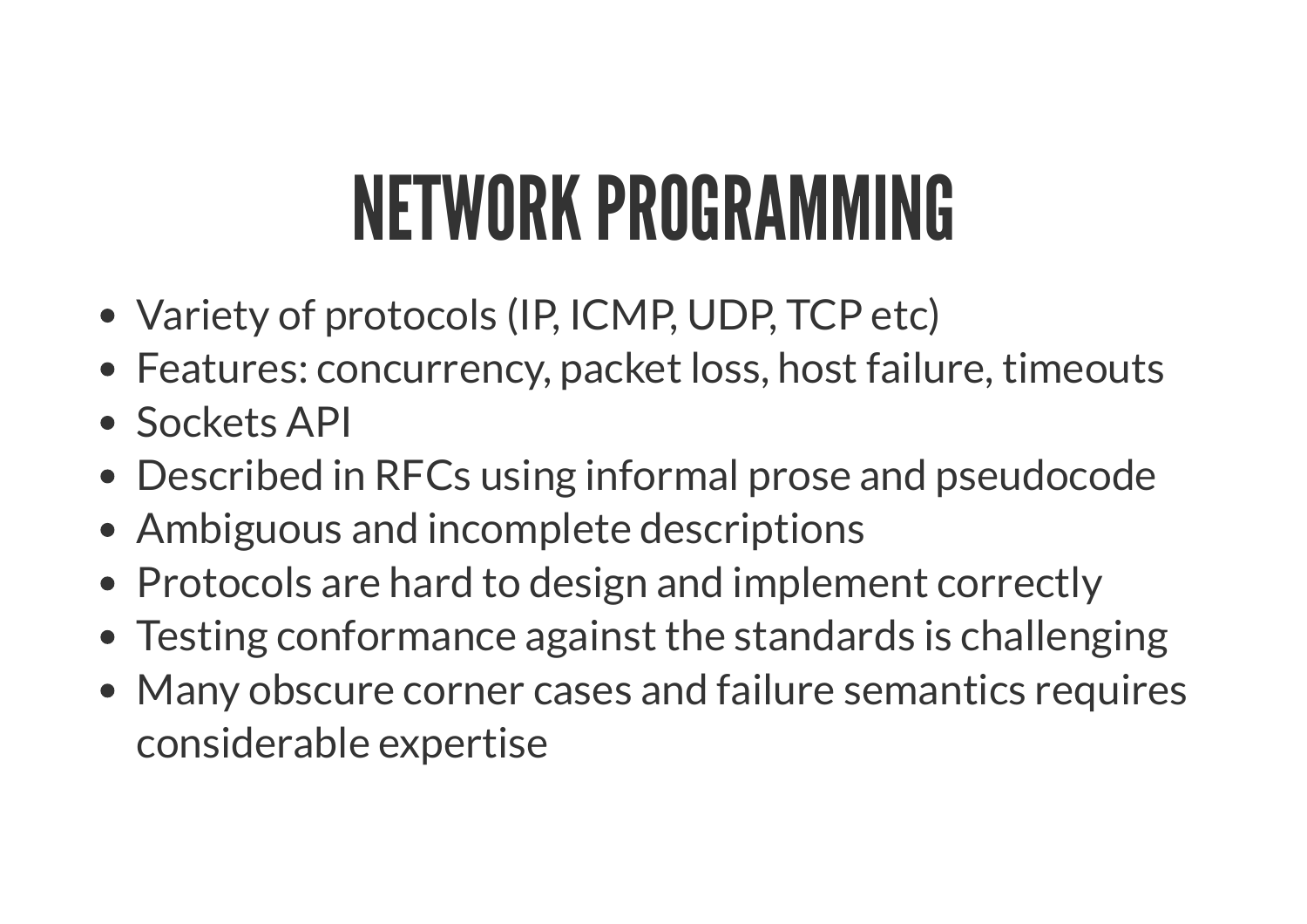# NETWORK PROGRAMMING

- Variety of protocols (IP, ICMP, UDP, TCP etc)
- Features: concurrency, packet loss, host failure, timeouts
- Sockets API
- Described in RFCs using informal prose and pseudocode
- Ambiguous and incomplete descriptions
- Protocols are hard to design and implement correctly
- Testing conformance against the standards is challenging
- Many obscure corner cases and failure semantics requires considerable expertise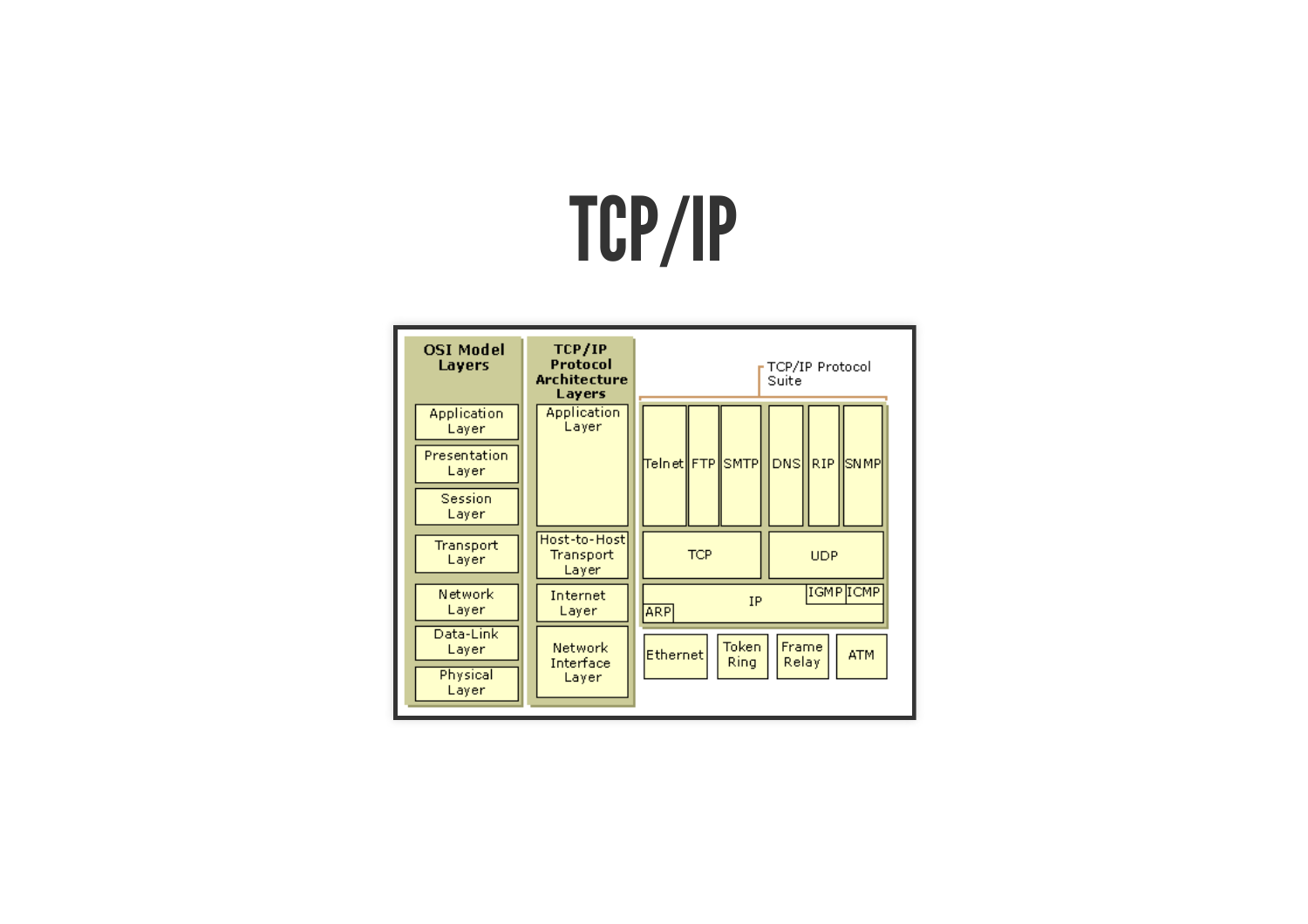# TCP/IP

| OSI Model Layers | TCP/IP Protocol Architecture Layers | TCP/IP Protocol Suite |
| --- | --- | --- |
| Application Layer | Application Layer | Telnet, FTP, SMTP, DNS, RIP, SNMP |
| Presentation Layer | | |
| Session Layer | | |
| Transport Layer | Host-to-Host Transport Layer | TCP, UDP |
| Network Layer | Internet Layer | IP, IGMP, ICMP, ARP |
| Data-Link Layer | Network Interface Layer | Ethernet, Token Ring, Frame Relay, ATM |
| Physical Layer | | |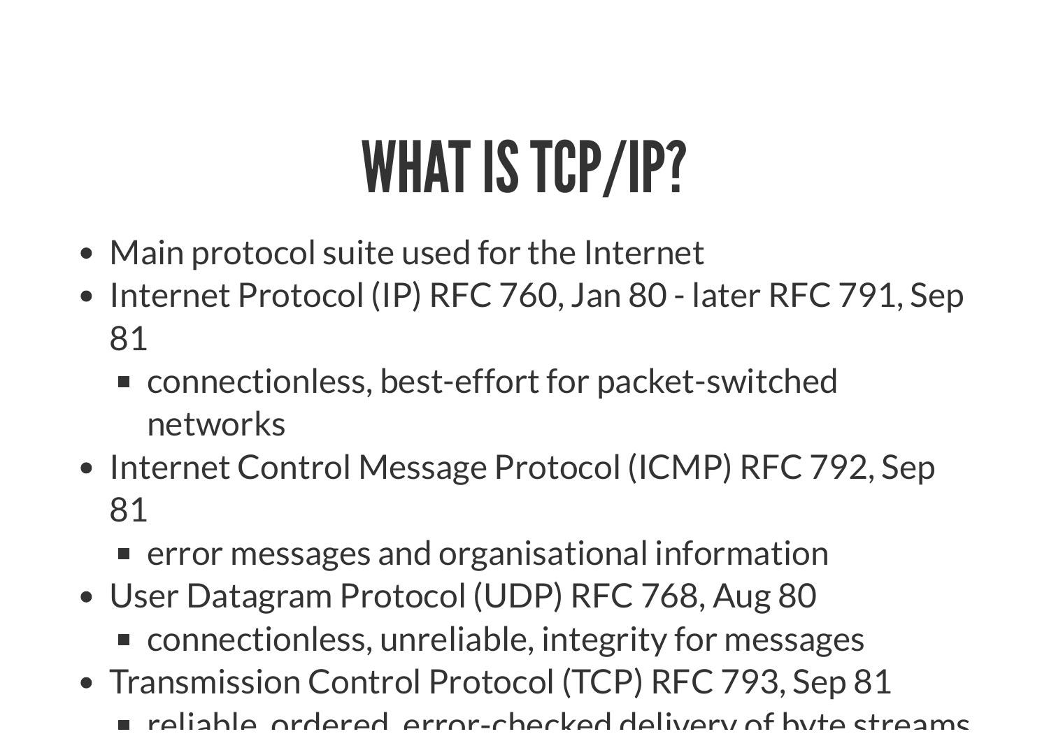# WHAT IS TCP/IP?

- Main protocol suite used for the Internet
- Internet Protocol (IP) RFC 760, Jan 80 - later RFC 791, Sep 81
  - connectionless, best-effort for packet-switched networks
- Internet Control Message Protocol (ICMP) RFC 792, Sep 81
  - error messages and organisational information
- User Datagram Protocol (UDP) RFC 768, Aug 80
  - connectionless, unreliable, integrity for messages
- Transmission Control Protocol (TCP) RFC 793, Sep 81
  - reliable, ordered, error-checked delivery of byte streams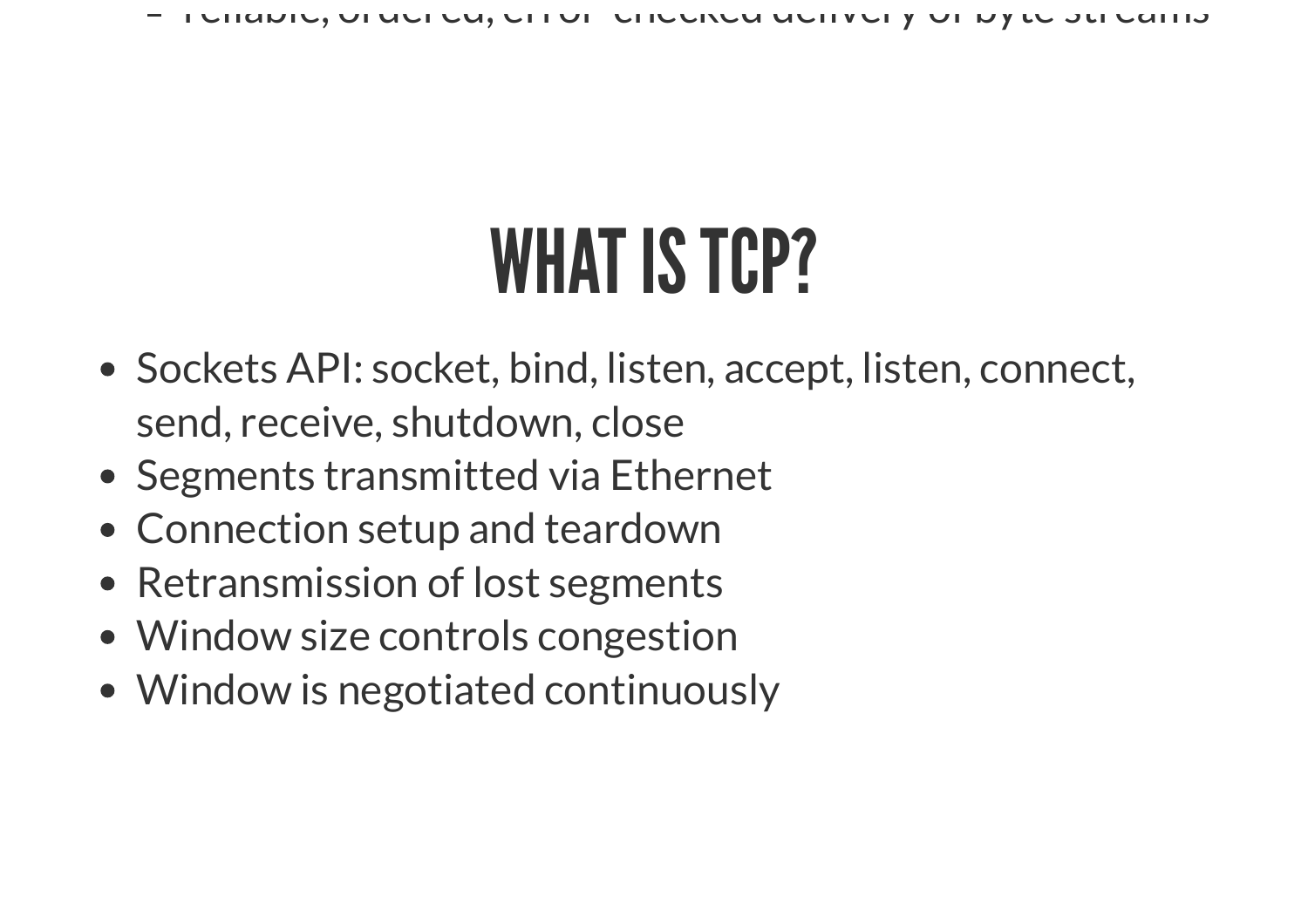- reliable, ordered, error-checked delivery of byte streams

# WHAT IS TCP?

- Sockets API: socket, bind, listen, accept, listen, connect, send, receive, shutdown, close
- Segments transmitted via Ethernet
- Connection setup and teardown
- Retransmission of lost segments
- Window size controls congestion
- Window is negotiated continuously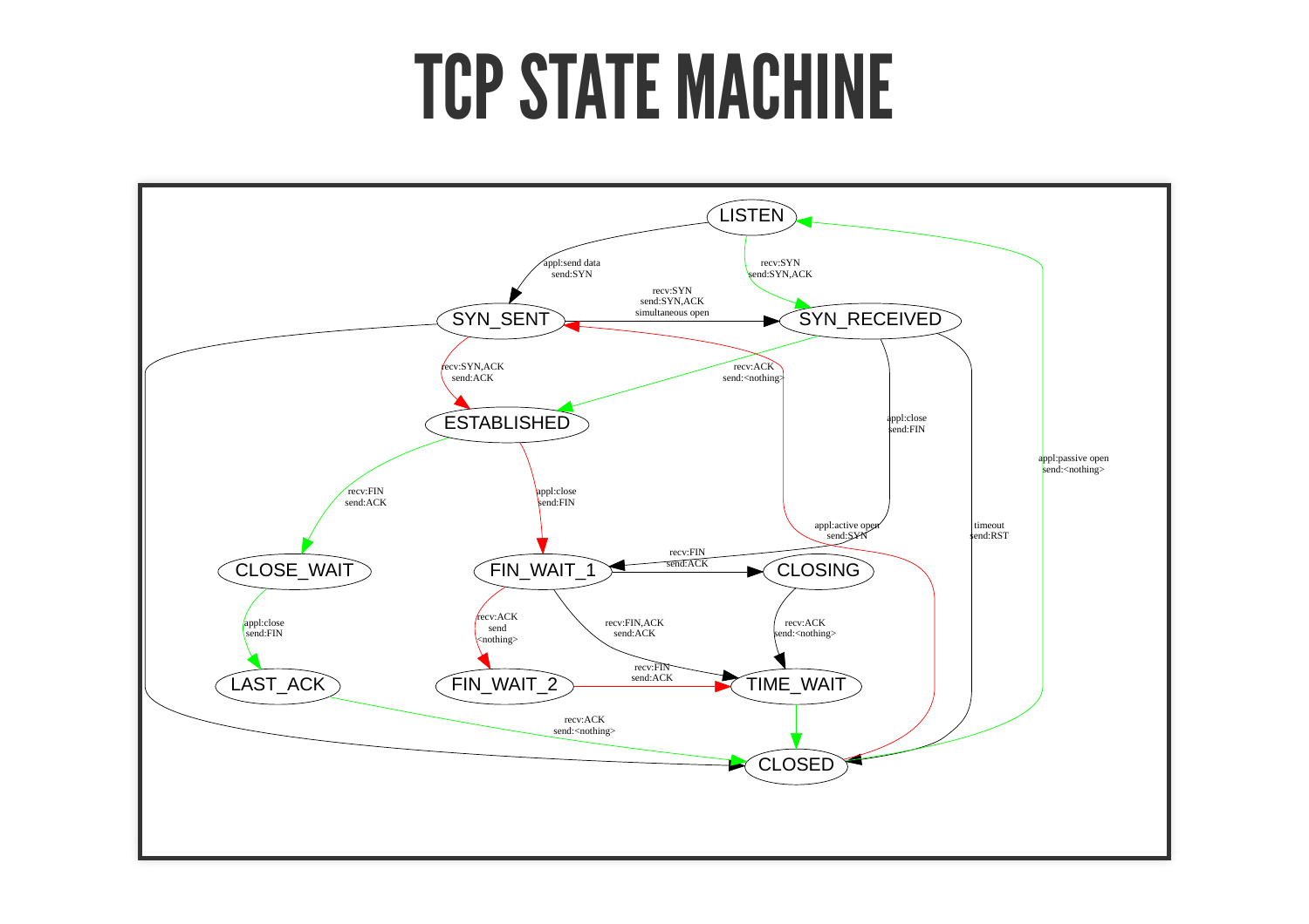# TCP STATE MACHINE

- LISTEN → SYN_SENT: appl:send data / send:SYN
- LISTEN → SYN_RECEIVED: recv:SYN / send:SYN,ACK
- SYN_SENT → SYN_RECEIVED: recv:SYN / send:SYN,ACK / simultaneous open
- SYN_SENT → ESTABLISHED: recv:SYN,ACK / send:ACK
- SYN_SENT → CLOSED
- SYN_RECEIVED → ESTABLISHED: recv:ACK / send:<nothing>
- SYN_RECEIVED → FIN_WAIT_1: appl:close / send:FIN
- SYN_RECEIVED → CLOSED: timeout / send:RST
- CLOSED → LISTEN: appl:passive open / send:<nothing>
- CLOSED → SYN_SENT: appl:active open / send:SYN
- ESTABLISHED → CLOSE_WAIT: recv:FIN / send:ACK
- ESTABLISHED → FIN_WAIT_1: appl:close / send:FIN
- CLOSE_WAIT → LAST_ACK: appl:close / send:FIN
- LAST_ACK → CLOSED: recv:ACK / send:<nothing>
- FIN_WAIT_1 → CLOSING: recv:FIN / send:ACK
- FIN_WAIT_1 → FIN_WAIT_2: recv:ACK / send <nothing>
- FIN_WAIT_1 → TIME_WAIT: recv:FIN,ACK / send:ACK
- FIN_WAIT_2 → TIME_WAIT: recv:FIN / send:ACK
- CLOSING → TIME_WAIT: recv:ACK / send:<nothing>
- TIME_WAIT → CLOSED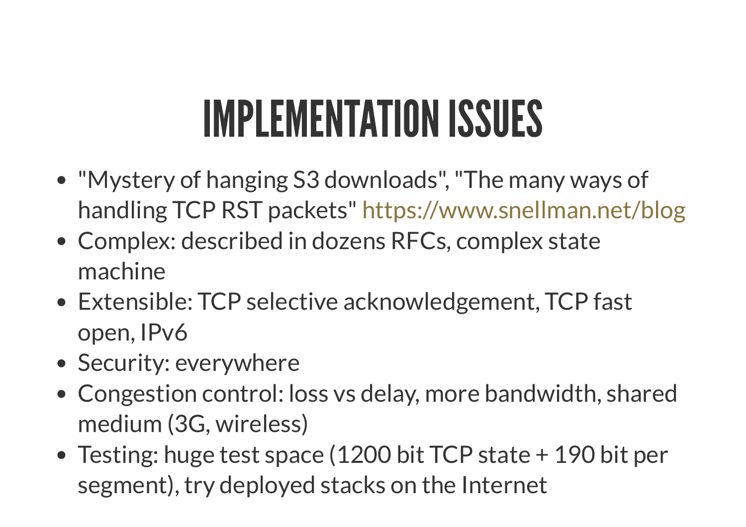# IMPLEMENTATION ISSUES

- "Mystery of hanging S3 downloads", "The many ways of handling TCP RST packets" https://www.snellman.net/blog
- Complex: described in dozens RFCs, complex state machine
- Extensible: TCP selective acknowledgement, TCP fast open, IPv6
- Security: everywhere
- Congestion control: loss vs delay, more bandwidth, shared medium (3G, wireless)
- Testing: huge test space (1200 bit TCP state + 190 bit per segment), try deployed stacks on the Internet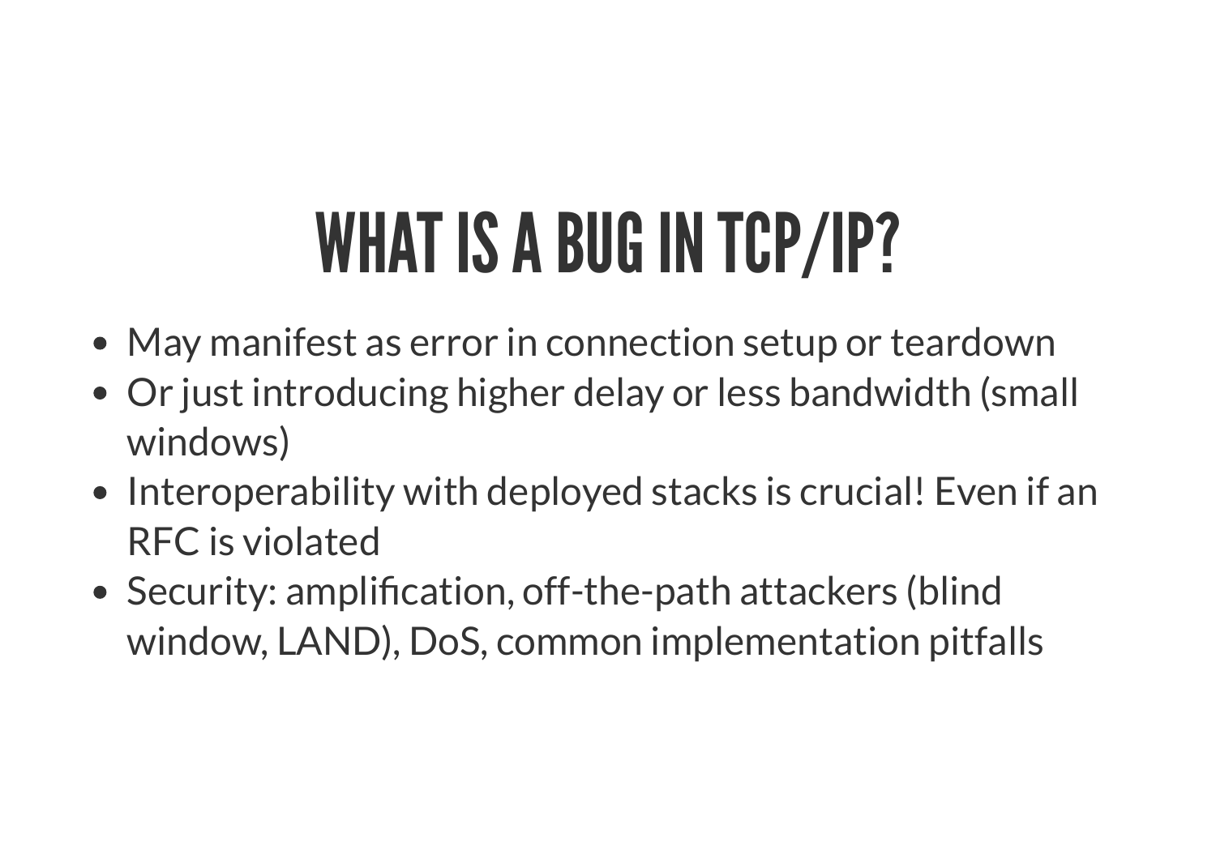# WHAT IS A BUG IN TCP/IP?

- May manifest as error in connection setup or teardown
- Or just introducing higher delay or less bandwidth (small windows)
- Interoperability with deployed stacks is crucial! Even if an RFC is violated
- Security: amplification, off-the-path attackers (blind window, LAND), DoS, common implementation pitfalls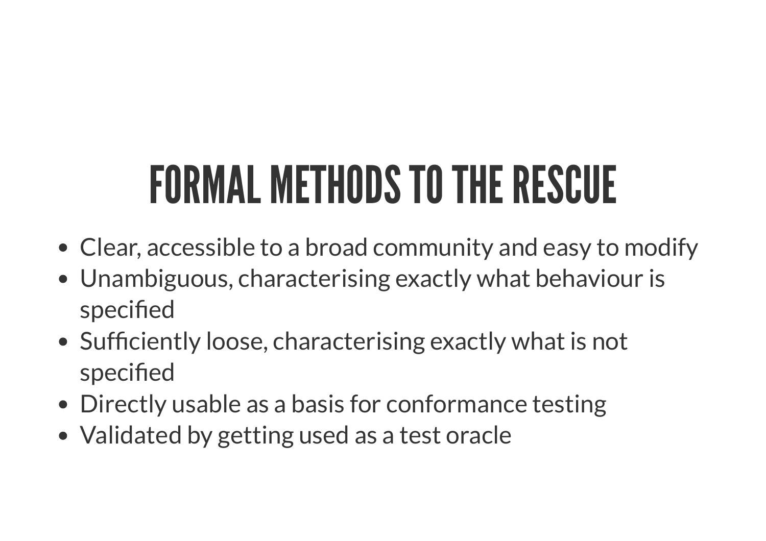# FORMAL METHODS TO THE RESCUE

- Clear, accessible to a broad community and easy to modify
- Unambiguous, characterising exactly what behaviour is specified
- Sufficiently loose, characterising exactly what is not specified
- Directly usable as a basis for conformance testing
- Validated by getting used as a test oracle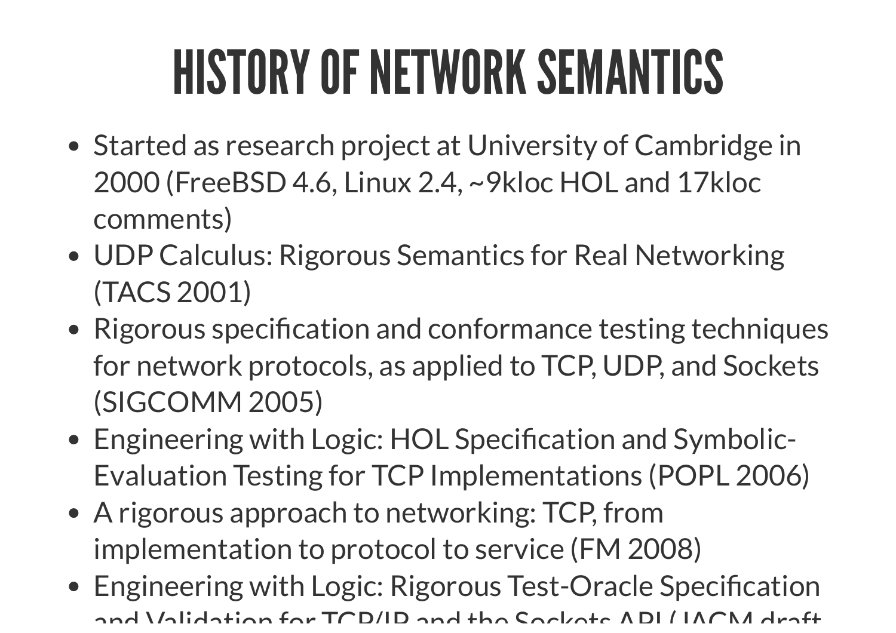# HISTORY OF NETWORK SEMANTICS

- Started as research project at University of Cambridge in 2000 (FreeBSD 4.6, Linux 2.4, ~9kloc HOL and 17kloc comments)
- UDP Calculus: Rigorous Semantics for Real Networking (TACS 2001)
- Rigorous specification and conformance testing techniques for network protocols, as applied to TCP, UDP, and Sockets (SIGCOMM 2005)
- Engineering with Logic: HOL Specification and Symbolic-Evaluation Testing for TCP Implementations (POPL 2006)
- A rigorous approach to networking: TCP, from implementation to protocol to service (FM 2008)
- Engineering with Logic: Rigorous Test-Oracle Specification and Validation for TCP/IP and the Sockets API (JACM draft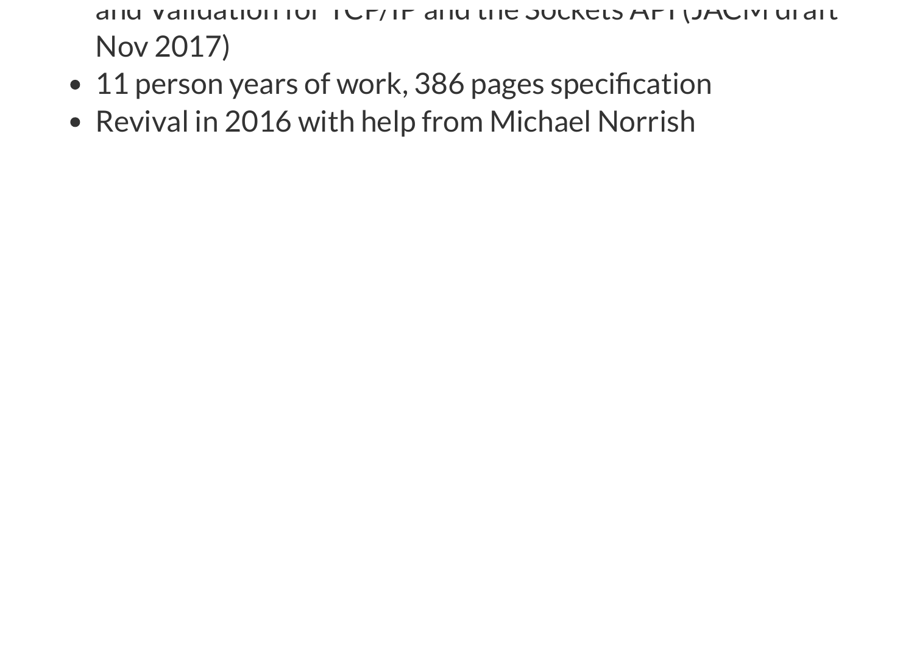and Validation for TCP/IP and the Sockets API (JACM draft Nov 2017)

- 11 person years of work, 386 pages specification
- Revival in 2016 with help from Michael Norrish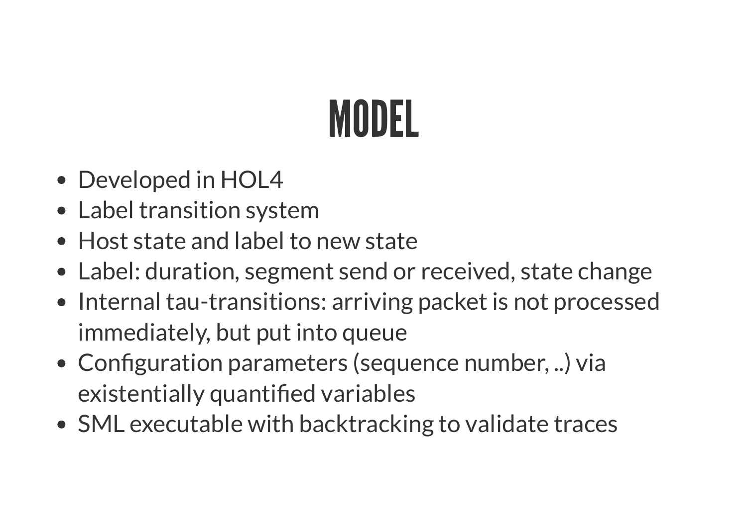# MODEL

- Developed in HOL4
- Label transition system
- Host state and label to new state
- Label: duration, segment send or received, state change
- Internal tau-transitions: arriving packet is not processed immediately, but put into queue
- Configuration parameters (sequence number, ..) via existentially quantified variables
- SML executable with backtracking to validate traces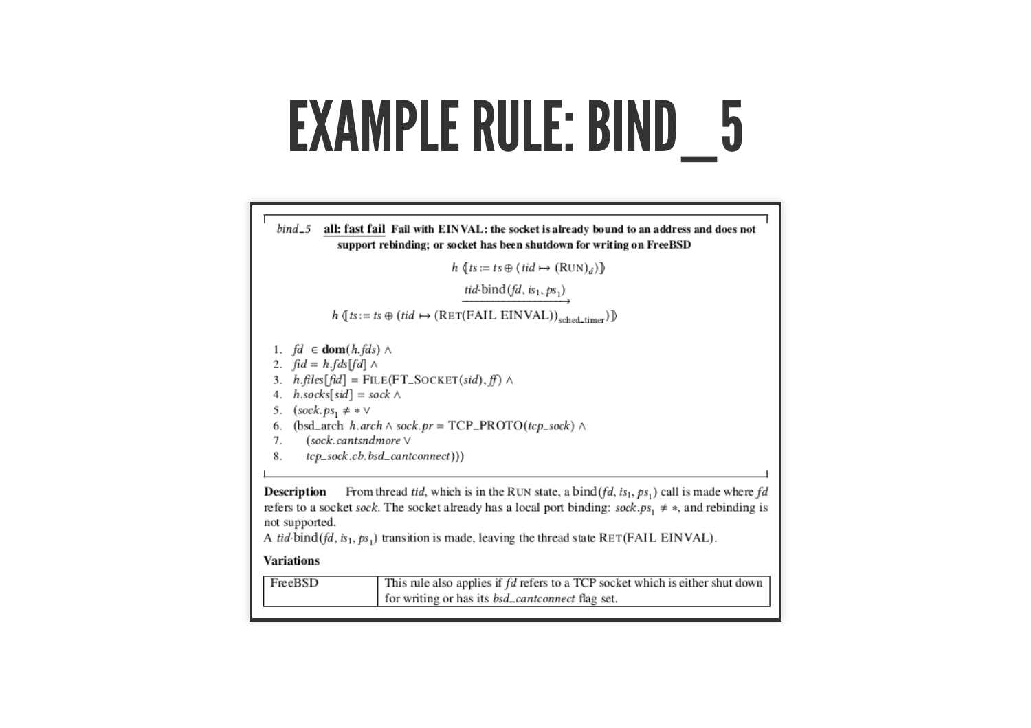# EXAMPLE RULE: BIND_5

*bind_5* **all: fast fail** **Fail with EINVAL: the socket is already bound to an address and does not support rebinding; or socket has been shutdown for writing on FreeBSD**

$$h \; \langle\!\langle ts := ts \oplus (tid \mapsto (\text{RUN})_d) \rangle\!\rangle$$

$$\xrightarrow{tid \cdot \text{bind}(fd,\, is_1,\, ps_1)}$$

$$h \; \langle\!\langle ts := ts \oplus (tid \mapsto (\text{RET(FAIL EINVAL)})_{\text{sched\_timer}}) \rangle\!\rangle$$

1. $fd \in \mathbf{dom}(h.fds) \;\wedge$
2. $fid = h.fds[fd] \;\wedge$
3. $h.files[fid] = \text{FILE}(\text{FT\_SOCKET}(sid), ff) \;\wedge$
4. $h.socks[sid] = sock \;\wedge$
5. $(sock.ps_1 \neq * \;\vee$
6. $(\text{bsd\_arch } h.arch \wedge sock.pr = \text{TCP\_PROTO}(tcp\_sock) \;\wedge$
7. $\quad (sock.cantsndmore \;\vee$
8. $\quad tcp\_sock.cb.bsd\_cantconnect)))$

**Description** From thread *tid*, which is in the RUN state, a $\text{bind}(fd, is_1, ps_1)$ call is made where *fd* refers to a socket *sock*. The socket already has a local port binding: $sock.ps_1 \neq *$, and rebinding is not supported.
A $tid \cdot \text{bind}(fd, is_1, ps_1)$ transition is made, leaving the thread state RET(FAIL EINVAL).

**Variations**

| | |
|---|---|
| FreeBSD | This rule also applies if *fd* refers to a TCP socket which is either shut down for writing or has its *bsd_cantconnect* flag set. |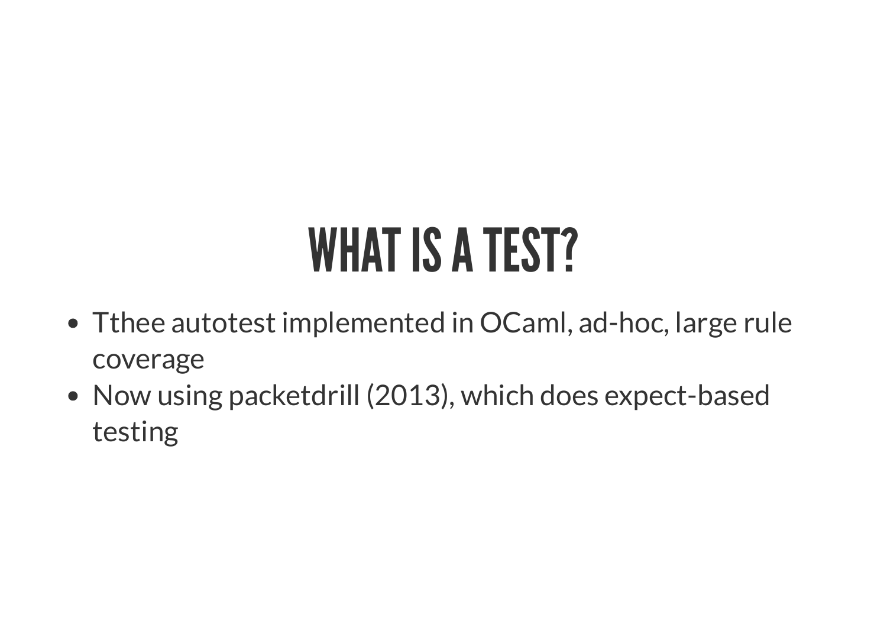# WHAT IS A TEST?

- Tthee autotest implemented in OCaml, ad-hoc, large rule coverage
- Now using packetdrill (2013), which does expect-based testing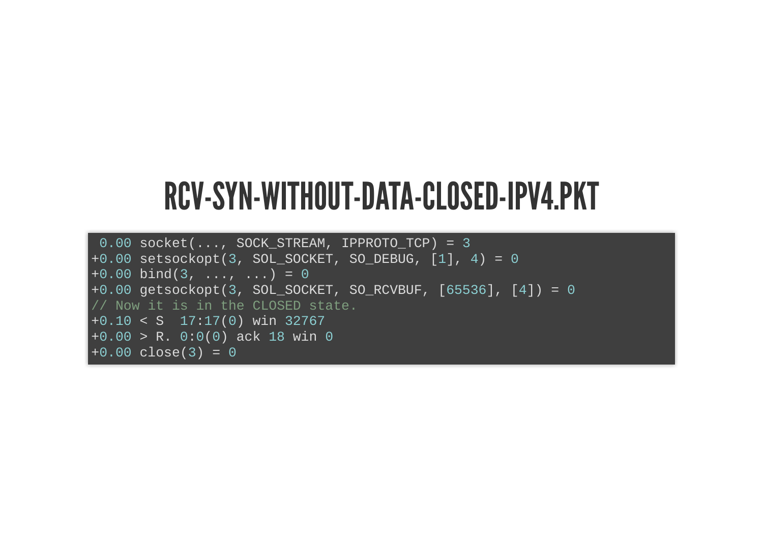# RCV-SYN-WITHOUT-DATA-CLOSED-IPV4.PKT

```
 0.00 socket(..., SOCK_STREAM, IPPROTO_TCP) = 3
+0.00 setsockopt(3, SOL_SOCKET, SO_DEBUG, [1], 4) = 0
+0.00 bind(3, ..., ...) = 0
+0.00 getsockopt(3, SOL_SOCKET, SO_RCVBUF, [65536], [4]) = 0
// Now it is in the CLOSED state.
+0.10 < S  17:17(0) win 32767
+0.00 > R. 0:0(0) ack 18 win 0
+0.00 close(3) = 0
```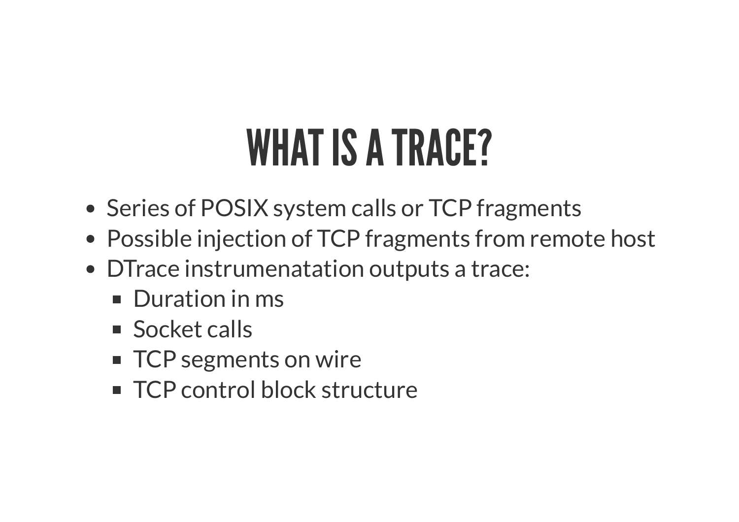# WHAT IS A TRACE?

- Series of POSIX system calls or TCP fragments
- Possible injection of TCP fragments from remote host
- DTrace instrumenatation outputs a trace:
  - Duration in ms
  - Socket calls
  - TCP segments on wire
  - TCP control block structure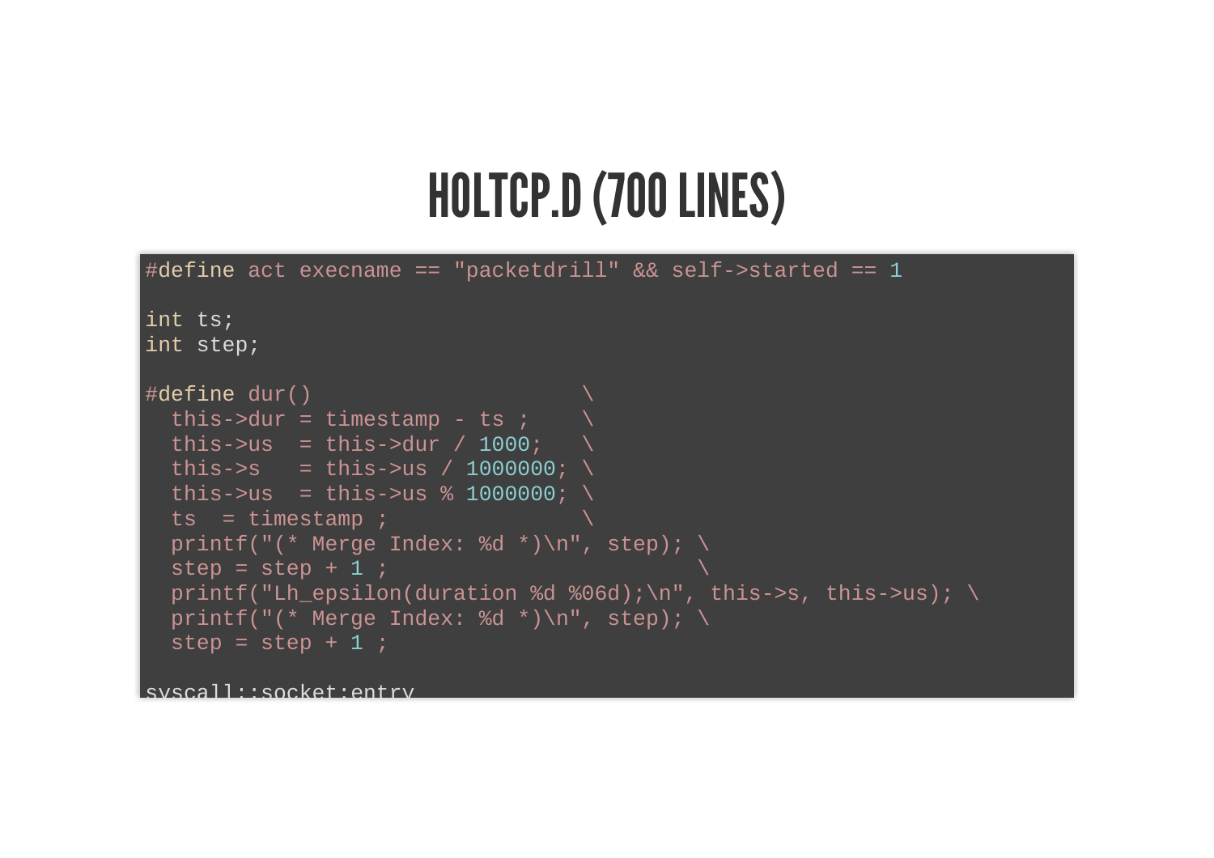# HOLTCP.D (700 LINES)

```
#define act execname == "packetdrill" && self->started == 1

int ts;
int step;

#define dur()                          \
  this->dur = timestamp - ts ;     \
  this->us  = this->dur / 1000;    \
  this->s   = this->us / 1000000; \
  this->us  = this->us % 1000000; \
  ts  = timestamp ;                \
  printf("(* Merge Index: %d *)\n", step); \
  step = step + 1 ;                        \
  printf("Lh_epsilon(duration %d %06d);\n", this->s, this->us); \
  printf("(* Merge Index: %d *)\n", step); \
  step = step + 1 ;

syscall::socket:entry
```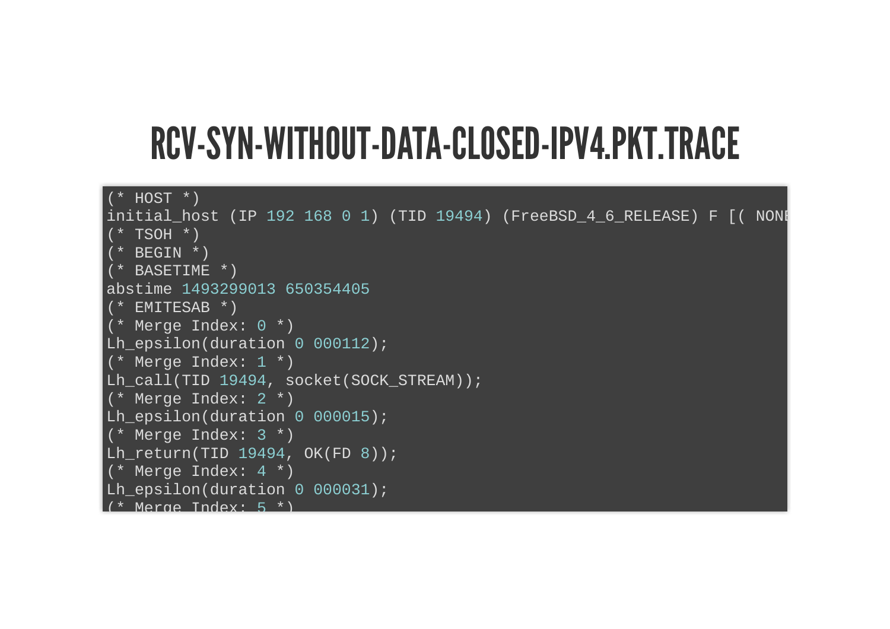# RCV-SYN-WITHOUT-DATA-CLOSED-IPV4.PKT.TRACE

```
(* HOST *)
initial_host (IP 192 168 0 1) (TID 19494) (FreeBSD_4_6_RELEASE) F [( NONE
(* TSOH *)
(* BEGIN *)
(* BASETIME *)
abstime 1493299013 650354405
(* EMITESAB *)
(* Merge Index: 0 *)
Lh_epsilon(duration 0 000112);
(* Merge Index: 1 *)
Lh_call(TID 19494, socket(SOCK_STREAM));
(* Merge Index: 2 *)
Lh_epsilon(duration 0 000015);
(* Merge Index: 3 *)
Lh_return(TID 19494, OK(FD 8));
(* Merge Index: 4 *)
Lh_epsilon(duration 0 000031);
(* Merge Index: 5 *)
```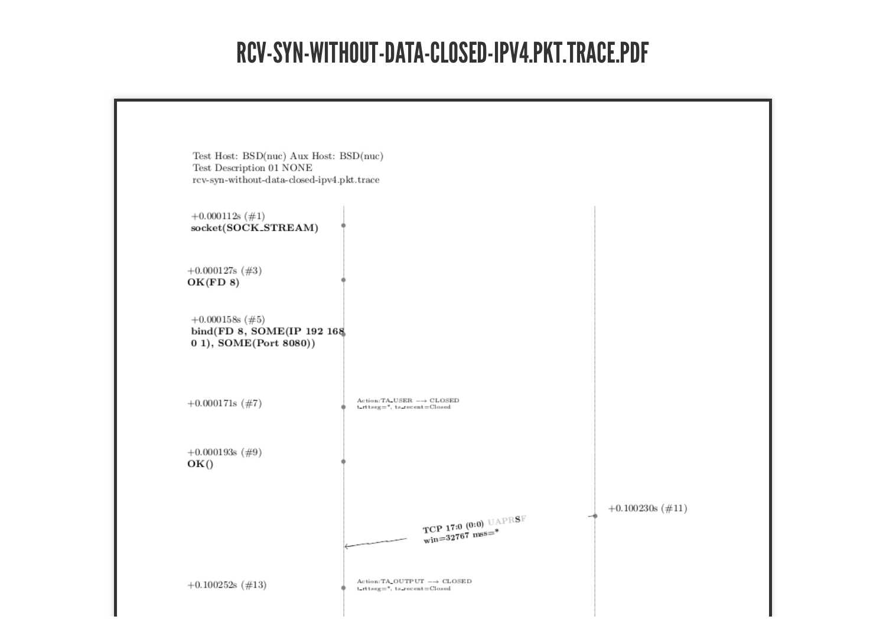# RCV-SYN-WITHOUT-DATA-CLOSED-IPV4.PKT.TRACE.PDF

Test Host: BSD(nuc) Aux Host: BSD(nuc)
Test Description 01 NONE
rcv-syn-without-data-closed-ipv4.pkt.trace

+0.000112s (#1)
**socket(SOCK_STREAM)**

+0.000127s (#3)
**OK(FD 8)**

+0.000158s (#5)
**bind(FD 8, SOME(IP 192 168 0 1), SOME(Port 8080))**

+0.000171s (#7)
Action:TA_USER —→ CLOSED
t_rttseg=*, ts_recent=Closed

+0.000193s (#9)
**OK()**

+0.100230s (#11)

**TCP 17:0 (0:0)** UAPR**S**F
**win=32767 mss=***

+0.100252s (#13)
Action:TA_OUTPUT —→ CLOSED
t_rttseg=*, ts_recent=Closed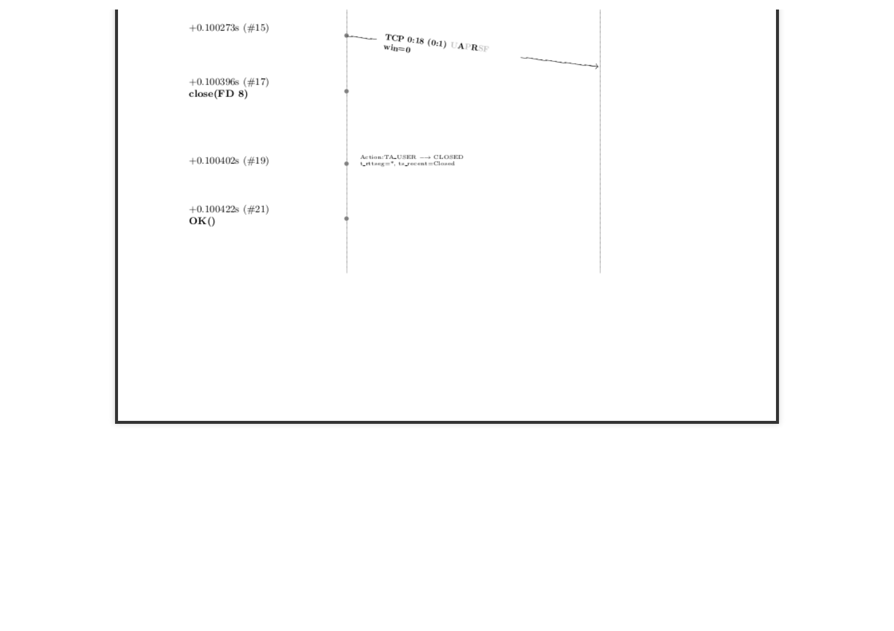+0.100273s (#15)

**TCP 0:18 (0:1)** U**A**P**R**SF
**win=0**

+0.100396s (#17)
**close(FD 8)**

+0.100402s (#19)

Action:TA_USER ⟶ CLOSED
t_rttseg=*, ts_recent=Closed

+0.100422s (#21)
**OK()**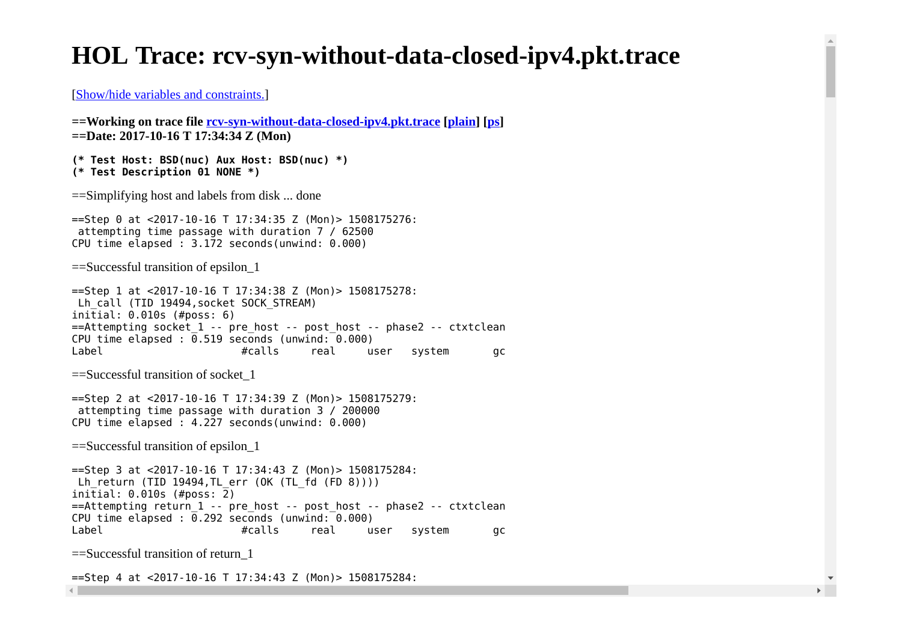# HOL Trace: rcv-syn-without-data-closed-ipv4.pkt.trace

[Show/hide variables and constraints.]

**==Working on trace file rcv-syn-without-data-closed-ipv4.pkt.trace [plain] [ps]**
**==Date: 2017-10-16 T 17:34:34 Z (Mon)**

```
(* Test Host: BSD(nuc) Aux Host: BSD(nuc) *)
(* Test Description 01 NONE *)
```

==Simplifying host and labels from disk ... done

```
==Step 0 at <2017-10-16 T 17:34:35 Z (Mon)> 1508175276:
 attempting time passage with duration 7 / 62500
CPU time elapsed : 3.172 seconds(unwind: 0.000)
```

==Successful transition of epsilon_1

```
==Step 1 at <2017-10-16 T 17:34:38 Z (Mon)> 1508175278:
 Lh_call (TID 19494,socket SOCK_STREAM)
initial: 0.010s (#poss: 6)
==Attempting socket_1 -- pre_host -- post_host -- phase2 -- ctxtclean
CPU time elapsed : 0.519 seconds (unwind: 0.000)
Label                      #calls     real     user   system       gc
```

==Successful transition of socket_1

```
==Step 2 at <2017-10-16 T 17:34:39 Z (Mon)> 1508175279:
 attempting time passage with duration 3 / 200000
CPU time elapsed : 4.227 seconds(unwind: 0.000)
```

==Successful transition of epsilon_1

```
==Step 3 at <2017-10-16 T 17:34:43 Z (Mon)> 1508175284:
 Lh_return (TID 19494,TL_err (OK (TL_fd (FD 8))))
initial: 0.010s (#poss: 2)
==Attempting return_1 -- pre_host -- post_host -- phase2 -- ctxtclean
CPU time elapsed : 0.292 seconds (unwind: 0.000)
Label                      #calls     real     user   system       gc
```

==Successful transition of return_1

```
==Step 4 at <2017-10-16 T 17:34:43 Z (Mon)> 1508175284:
```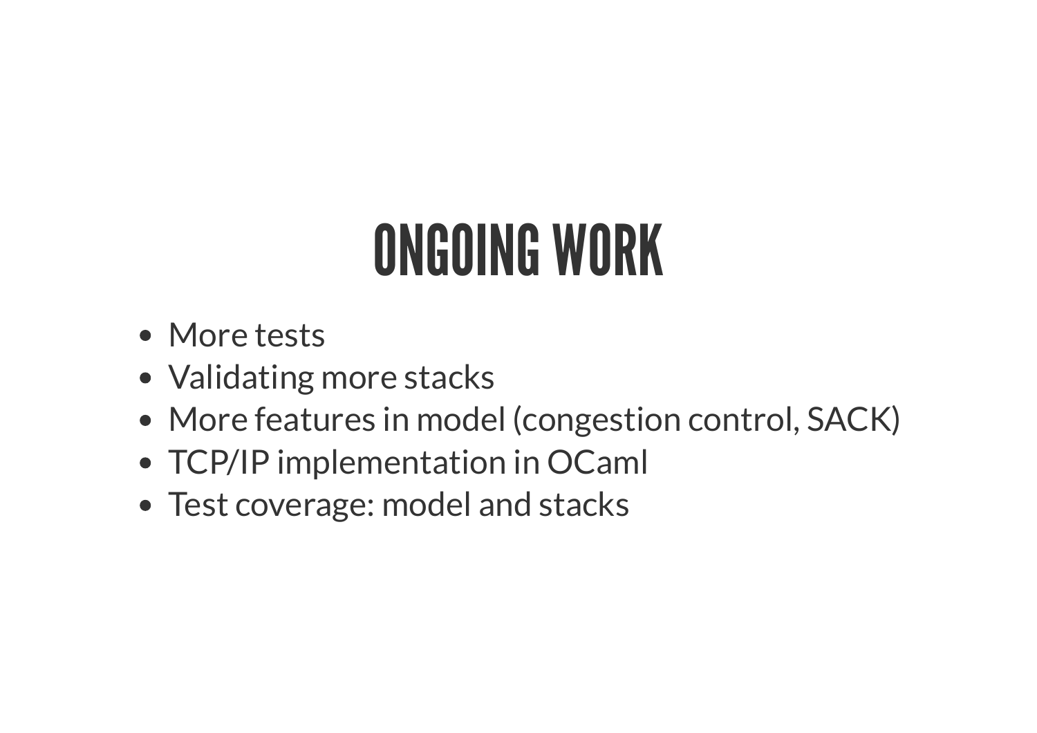# ONGOING WORK

- More tests
- Validating more stacks
- More features in model (congestion control, SACK)
- TCP/IP implementation in OCaml
- Test coverage: model and stacks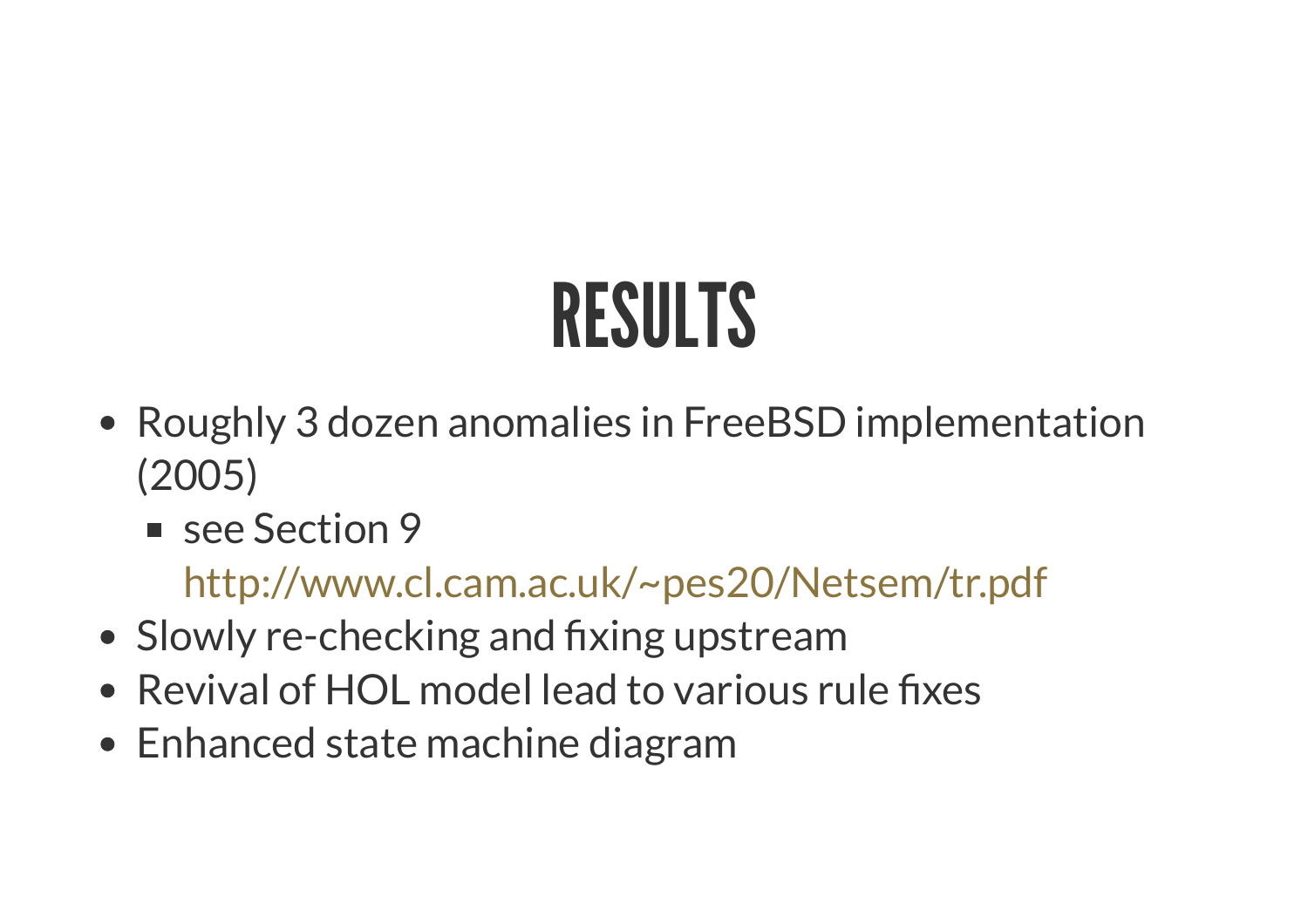# RESULTS

- Roughly 3 dozen anomalies in FreeBSD implementation (2005)
  - see Section 9 http://www.cl.cam.ac.uk/~pes20/Netsem/tr.pdf
- Slowly re-checking and fixing upstream
- Revival of HOL model lead to various rule fixes
- Enhanced state machine diagram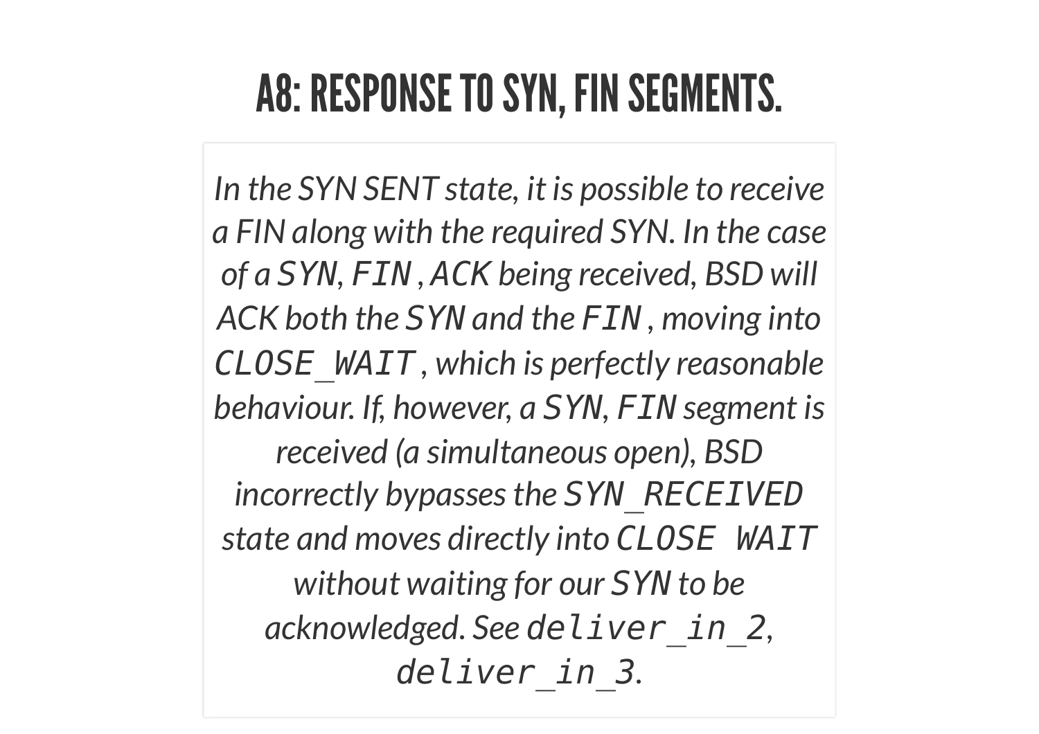# A8: RESPONSE TO SYN, FIN SEGMENTS.

*In the SYN SENT state, it is possible to receive a FIN along with the required SYN. In the case of a SYN, `FIN`, ACK being received, BSD will ACK both the SYN and the `FIN`, moving into `CLOSE_WAIT`, which is perfectly reasonable behaviour. If, however, a SYN, `FIN` segment is received (a simultaneous open), BSD incorrectly bypasses the `SYN_RECEIVED` state and moves directly into `CLOSE WAIT` without waiting for our SYN to be acknowledged. See `deliver_in_2`, `deliver_in_3`.*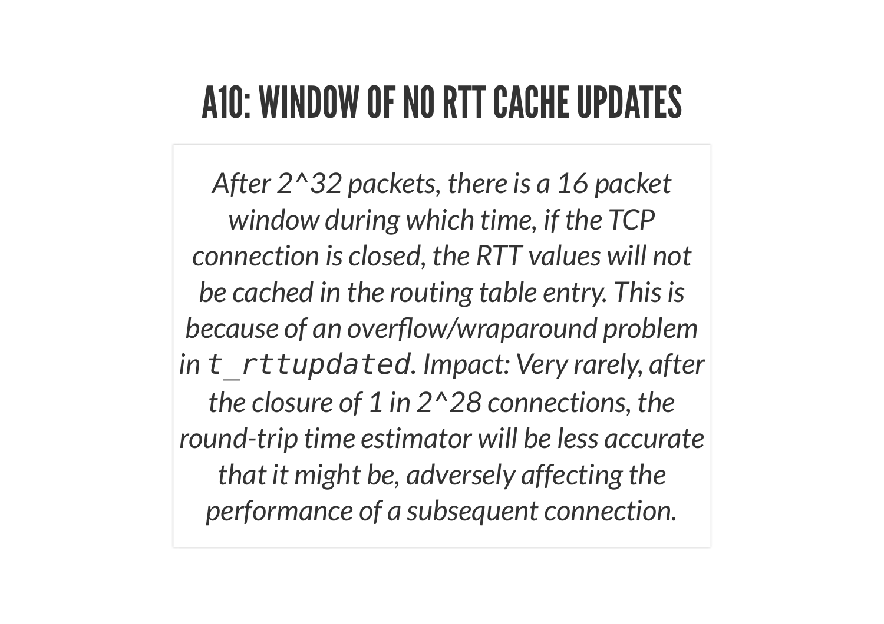# A10: WINDOW OF NO RTT CACHE UPDATES

*After 2^32 packets, there is a 16 packet window during which time, if the TCP connection is closed, the RTT values will not be cached in the routing table entry. This is because of an overflow/wraparound problem in `t_rttupdated`. Impact: Very rarely, after the closure of 1 in 2^28 connections, the round-trip time estimator will be less accurate that it might be, adversely affecting the performance of a subsequent connection.*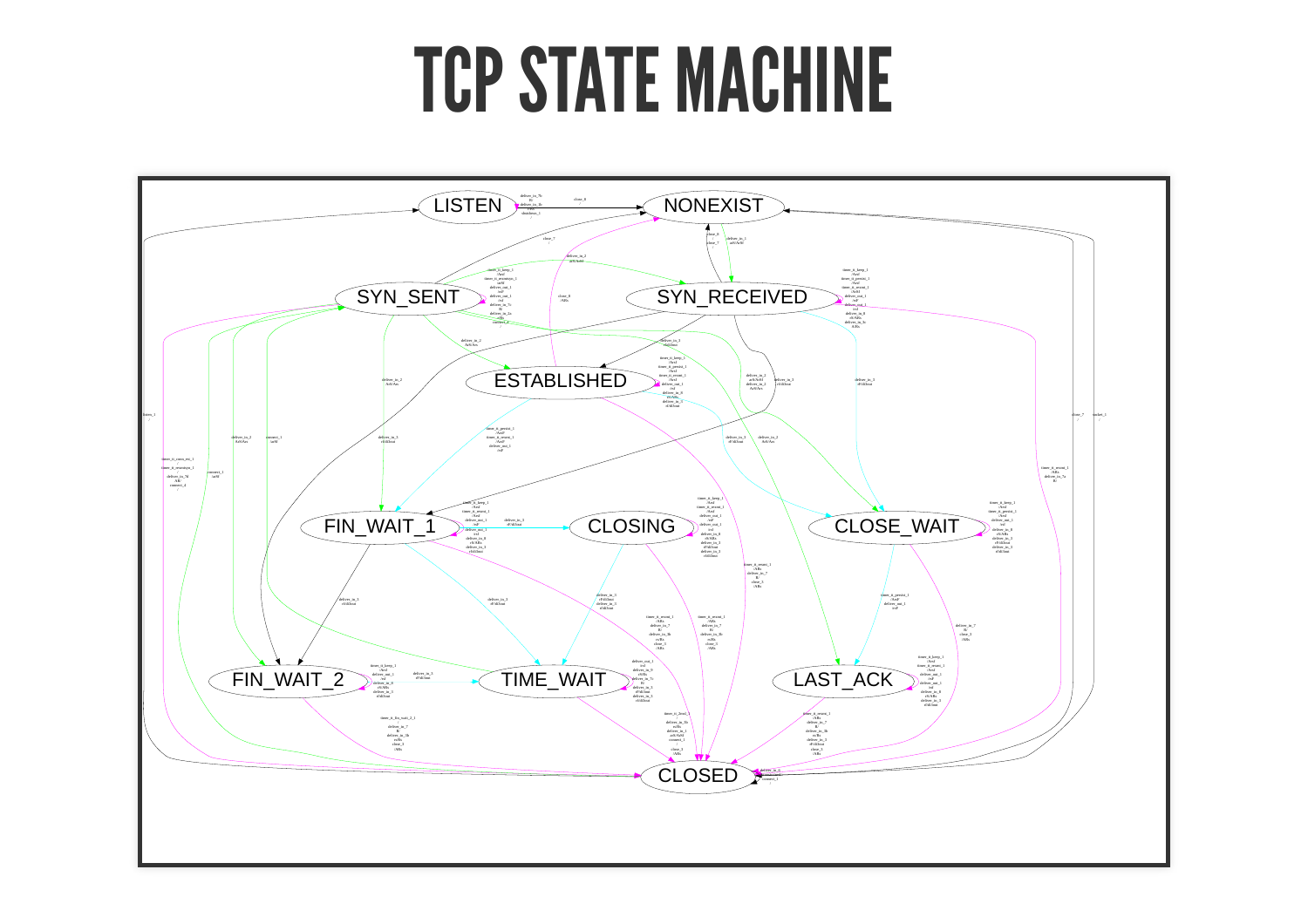# TCP STATE MACHINE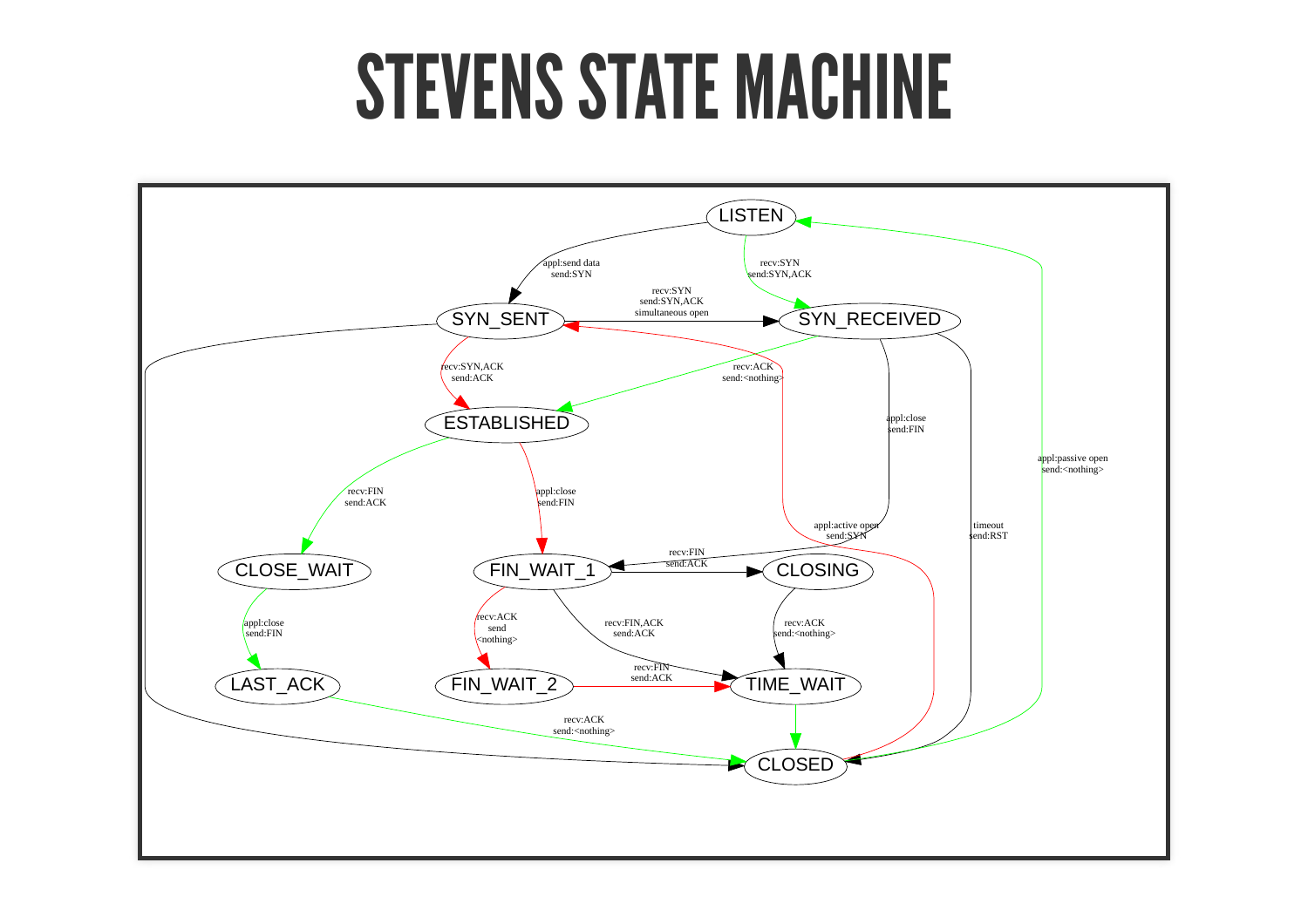# STEVENS STATE MACHINE

LISTEN

appl:send data
send:SYN

recv:SYN
send:SYN,ACK

recv:SYN
send:SYN,ACK
simultaneous open

SYN_SENT

SYN_RECEIVED

recv:SYN,ACK
send:ACK

recv:ACK
send:<nothing>

ESTABLISHED

appl:close
send:FIN

appl:passive open
send:<nothing>

recv:FIN
send:ACK

appl:close
send:FIN

appl:active open
send:SYN

timeout
send:RST

recv:FIN
send:ACK

CLOSE_WAIT

FIN_WAIT_1

CLOSING

appl:close
send:FIN

recv:ACK
send
<nothing>

recv:FIN,ACK
send:ACK

recv:ACK
send:<nothing>

recv:FIN
send:ACK

LAST_ACK

FIN_WAIT_2

TIME_WAIT

recv:ACK
send:<nothing>

CLOSED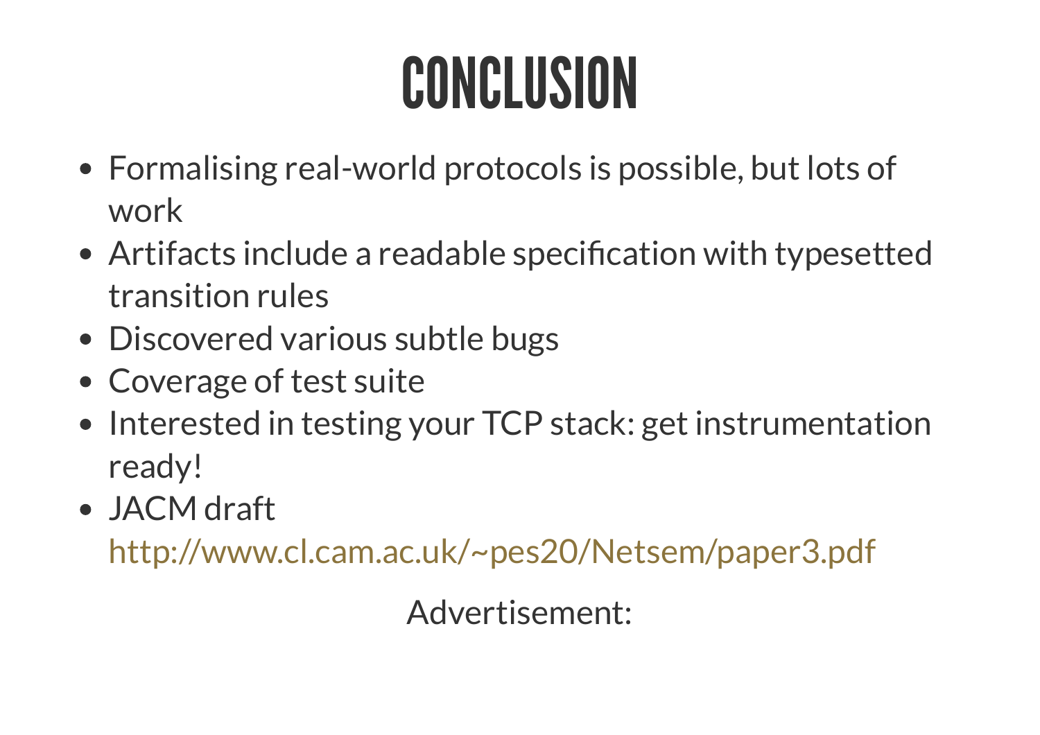# CONCLUSION

- Formalising real-world protocols is possible, but lots of work
- Artifacts include a readable specification with typesetted transition rules
- Discovered various subtle bugs
- Coverage of test suite
- Interested in testing your TCP stack: get instrumentation ready!
- JACM draft http://www.cl.cam.ac.uk/~pes20/Netsem/paper3.pdf

Advertisement: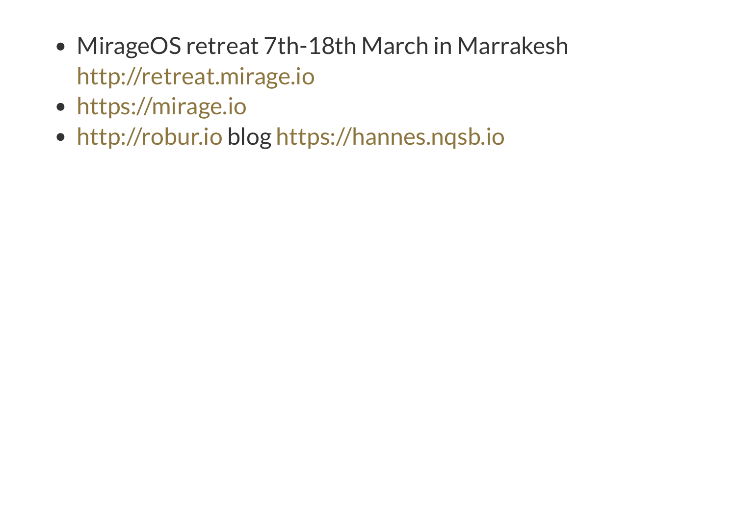- MirageOS retreat 7th-18th March in Marrakesh http://retreat.mirage.io
- https://mirage.io
- http://robur.io blog https://hannes.nqsb.io